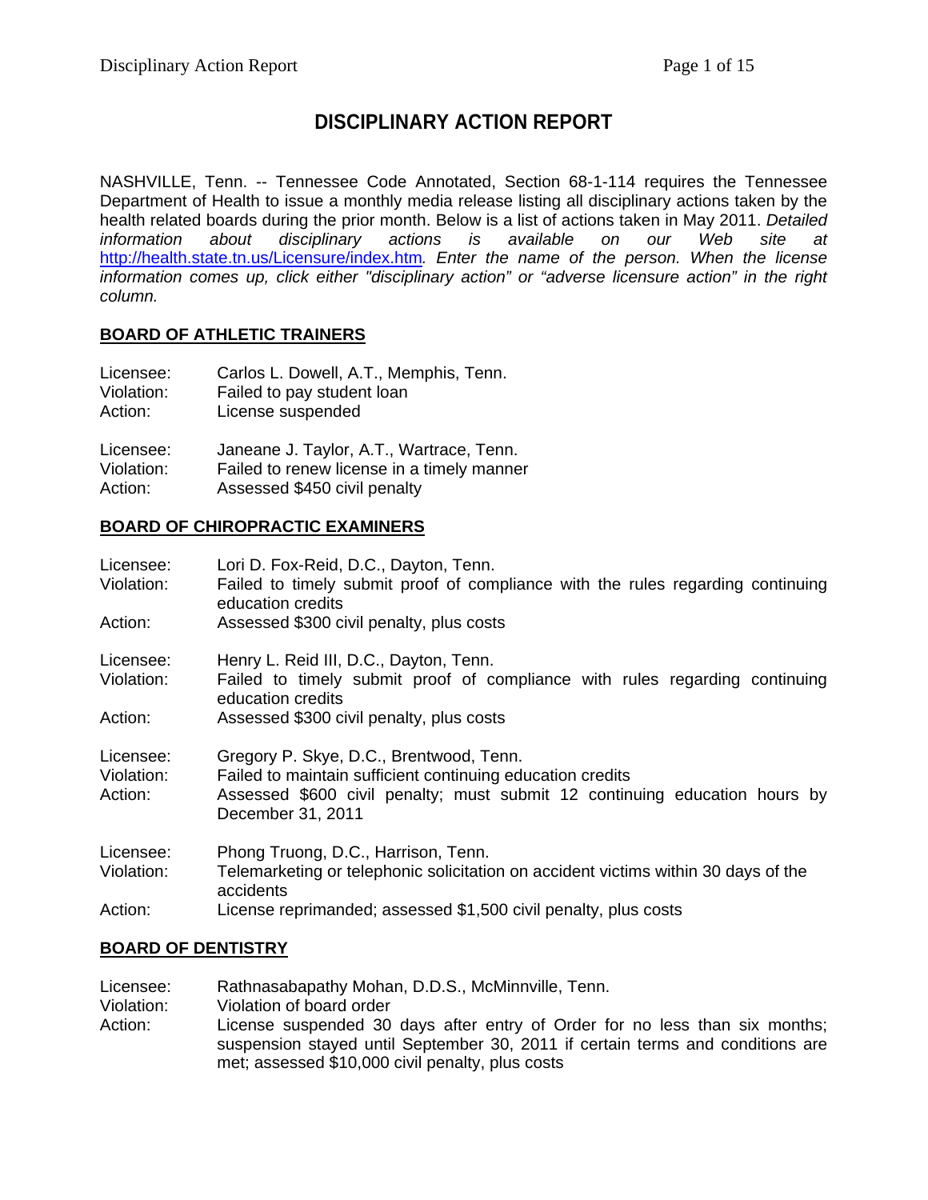# DISCIPLINARY ACTION REPORT

NASHVILLE, Tenn. -- Tennessee Code Annotated, Section 68-1-114 requires the Tennessee Department of Health to issue a monthly media release listing all disciplinary actions taken by the health related boards during the prior month. Below is a list of actions taken in May 2011. *Detailed information about disciplinary actions is available on our Web site at* http://health.state.tn.us/Licensure/index.htm*. Enter the name of the person. When the license information comes up, click either "disciplinary action" or "adverse licensure action" in the right column.*

## BOARD OF ATHLETIC TRAINERS

Licensee: Carlos L. Dowell, A.T., Memphis, Tenn.
Violation: Failed to pay student loan
Action: License suspended

Licensee: Janeane J. Taylor, A.T., Wartrace, Tenn.
Violation: Failed to renew license in a timely manner
Action: Assessed $450 civil penalty

## BOARD OF CHIROPRACTIC EXAMINERS

Licensee: Lori D. Fox-Reid, D.C., Dayton, Tenn.
Violation: Failed to timely submit proof of compliance with the rules regarding continuing education credits
Action: Assessed $300 civil penalty, plus costs

Licensee: Henry L. Reid III, D.C., Dayton, Tenn.
Violation: Failed to timely submit proof of compliance with rules regarding continuing education credits
Action: Assessed $300 civil penalty, plus costs

Licensee: Gregory P. Skye, D.C., Brentwood, Tenn.
Violation: Failed to maintain sufficient continuing education credits
Action: Assessed $600 civil penalty; must submit 12 continuing education hours by December 31, 2011

Licensee: Phong Truong, D.C., Harrison, Tenn.
Violation: Telemarketing or telephonic solicitation on accident victims within 30 days of the accidents
Action: License reprimanded; assessed $1,500 civil penalty, plus costs

## BOARD OF DENTISTRY

Licensee: Rathnasabapathy Mohan, D.D.S., McMinnville, Tenn.
Violation: Violation of board order
Action: License suspended 30 days after entry of Order for no less than six months; suspension stayed until September 30, 2011 if certain terms and conditions are met; assessed $10,000 civil penalty, plus costs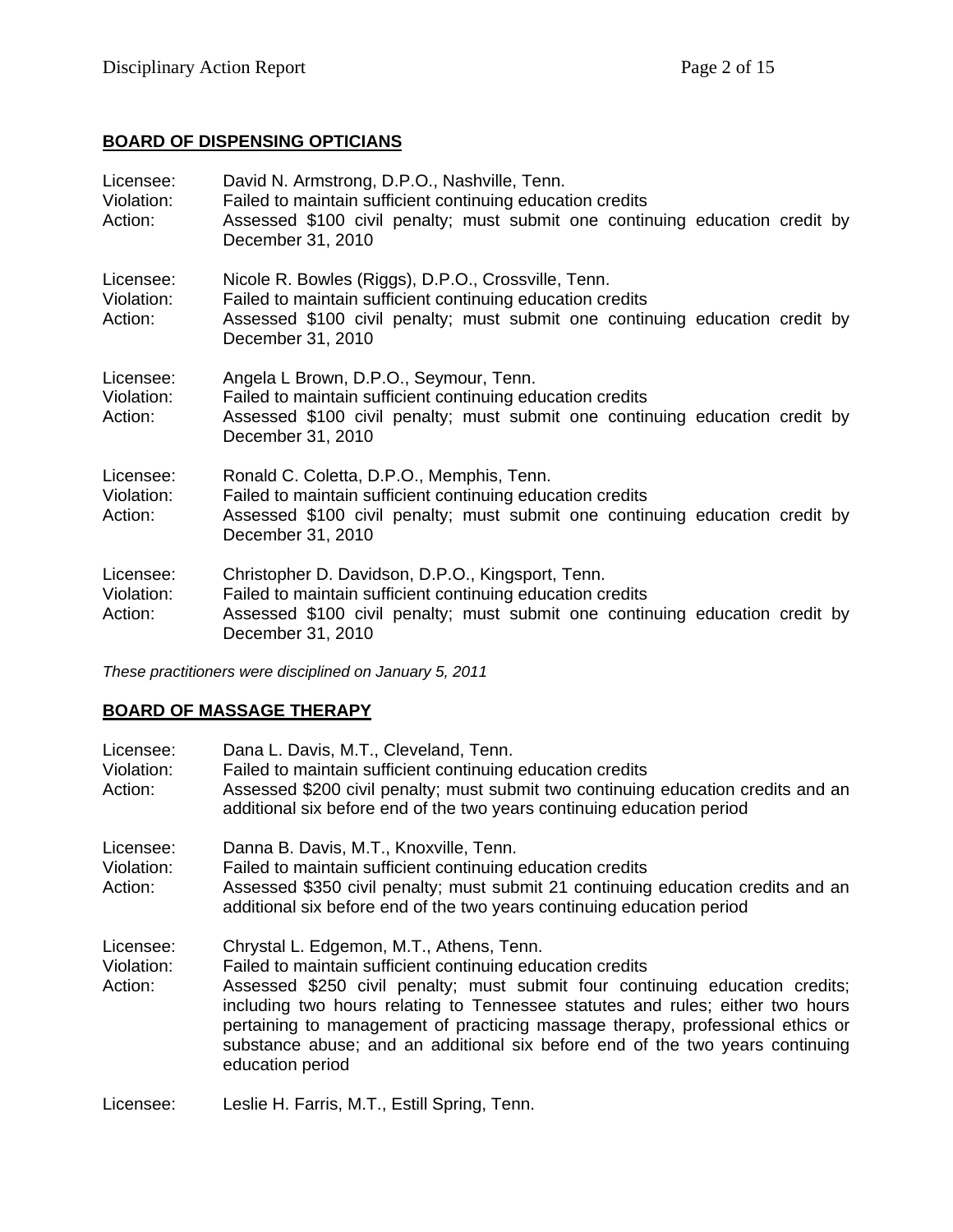## BOARD OF DISPENSING OPTICIANS

Licensee: David N. Armstrong, D.P.O., Nashville, Tenn.
Violation: Failed to maintain sufficient continuing education credits
Action: Assessed $100 civil penalty; must submit one continuing education credit by December 31, 2010

Licensee: Nicole R. Bowles (Riggs), D.P.O., Crossville, Tenn.
Violation: Failed to maintain sufficient continuing education credits
Action: Assessed $100 civil penalty; must submit one continuing education credit by December 31, 2010

Licensee: Angela L Brown, D.P.O., Seymour, Tenn.
Violation: Failed to maintain sufficient continuing education credits
Action: Assessed $100 civil penalty; must submit one continuing education credit by December 31, 2010

Licensee: Ronald C. Coletta, D.P.O., Memphis, Tenn.
Violation: Failed to maintain sufficient continuing education credits
Action: Assessed $100 civil penalty; must submit one continuing education credit by December 31, 2010

Licensee: Christopher D. Davidson, D.P.O., Kingsport, Tenn.
Violation: Failed to maintain sufficient continuing education credits
Action: Assessed $100 civil penalty; must submit one continuing education credit by December 31, 2010

*These practitioners were disciplined on January 5, 2011*

## BOARD OF MASSAGE THERAPY

Licensee: Dana L. Davis, M.T., Cleveland, Tenn.
Violation: Failed to maintain sufficient continuing education credits
Action: Assessed $200 civil penalty; must submit two continuing education credits and an additional six before end of the two years continuing education period

Licensee: Danna B. Davis, M.T., Knoxville, Tenn.
Violation: Failed to maintain sufficient continuing education credits
Action: Assessed $350 civil penalty; must submit 21 continuing education credits and an additional six before end of the two years continuing education period

Licensee: Chrystal L. Edgemon, M.T., Athens, Tenn.
Violation: Failed to maintain sufficient continuing education credits
Action: Assessed $250 civil penalty; must submit four continuing education credits; including two hours relating to Tennessee statutes and rules; either two hours pertaining to management of practicing massage therapy, professional ethics or substance abuse; and an additional six before end of the two years continuing education period

Licensee: Leslie H. Farris, M.T., Estill Spring, Tenn.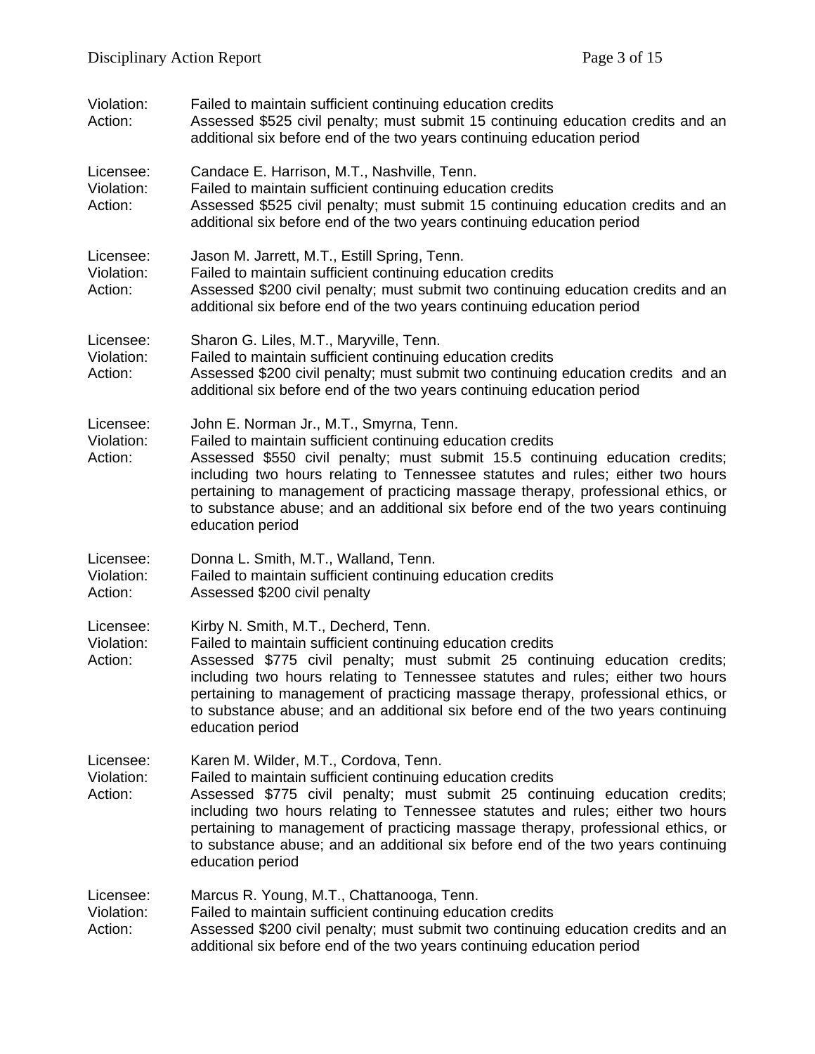Violation: Failed to maintain sufficient continuing education credits
Action: Assessed $525 civil penalty; must submit 15 continuing education credits and an additional six before end of the two years continuing education period

Licensee: Candace E. Harrison, M.T., Nashville, Tenn.
Violation: Failed to maintain sufficient continuing education credits
Action: Assessed $525 civil penalty; must submit 15 continuing education credits and an additional six before end of the two years continuing education period

Licensee: Jason M. Jarrett, M.T., Estill Spring, Tenn.
Violation: Failed to maintain sufficient continuing education credits
Action: Assessed $200 civil penalty; must submit two continuing education credits and an additional six before end of the two years continuing education period

Licensee: Sharon G. Liles, M.T., Maryville, Tenn.
Violation: Failed to maintain sufficient continuing education credits
Action: Assessed $200 civil penalty; must submit two continuing education credits and an additional six before end of the two years continuing education period

Licensee: John E. Norman Jr., M.T., Smyrna, Tenn.
Violation: Failed to maintain sufficient continuing education credits
Action: Assessed $550 civil penalty; must submit 15.5 continuing education credits; including two hours relating to Tennessee statutes and rules; either two hours pertaining to management of practicing massage therapy, professional ethics, or to substance abuse; and an additional six before end of the two years continuing education period

Licensee: Donna L. Smith, M.T., Walland, Tenn.
Violation: Failed to maintain sufficient continuing education credits
Action: Assessed $200 civil penalty

Licensee: Kirby N. Smith, M.T., Decherd, Tenn.
Violation: Failed to maintain sufficient continuing education credits
Action: Assessed $775 civil penalty; must submit 25 continuing education credits; including two hours relating to Tennessee statutes and rules; either two hours pertaining to management of practicing massage therapy, professional ethics, or to substance abuse; and an additional six before end of the two years continuing education period

Licensee: Karen M. Wilder, M.T., Cordova, Tenn.
Violation: Failed to maintain sufficient continuing education credits
Action: Assessed $775 civil penalty; must submit 25 continuing education credits; including two hours relating to Tennessee statutes and rules; either two hours pertaining to management of practicing massage therapy, professional ethics, or to substance abuse; and an additional six before end of the two years continuing education period

Licensee: Marcus R. Young, M.T., Chattanooga, Tenn.
Violation: Failed to maintain sufficient continuing education credits
Action: Assessed $200 civil penalty; must submit two continuing education credits and an additional six before end of the two years continuing education period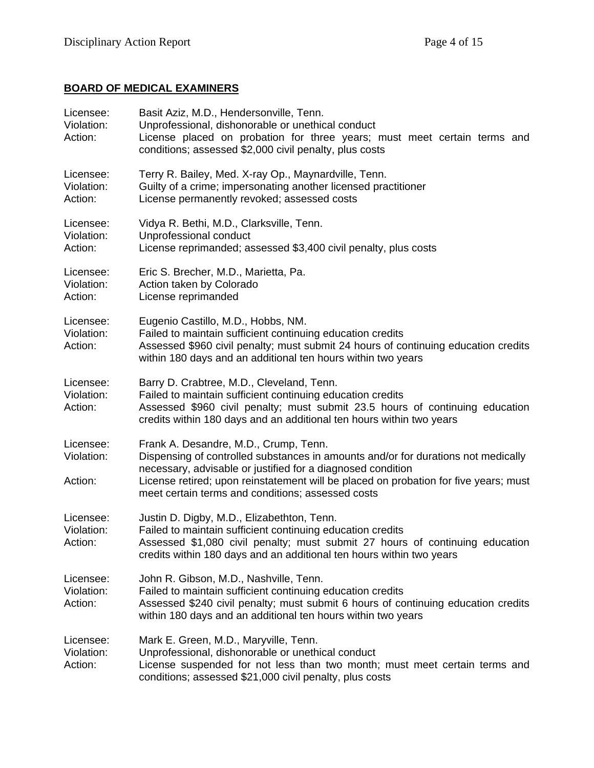## BOARD OF MEDICAL EXAMINERS

Licensee: Basit Aziz, M.D., Hendersonville, Tenn.
Violation: Unprofessional, dishonorable or unethical conduct
Action: License placed on probation for three years; must meet certain terms and conditions; assessed $2,000 civil penalty, plus costs

Licensee: Terry R. Bailey, Med. X-ray Op., Maynardville, Tenn.
Violation: Guilty of a crime; impersonating another licensed practitioner
Action: License permanently revoked; assessed costs

Licensee: Vidya R. Bethi, M.D., Clarksville, Tenn.
Violation: Unprofessional conduct
Action: License reprimanded; assessed $3,400 civil penalty, plus costs

Licensee: Eric S. Brecher, M.D., Marietta, Pa.
Violation: Action taken by Colorado
Action: License reprimanded

Licensee: Eugenio Castillo, M.D., Hobbs, NM.
Violation: Failed to maintain sufficient continuing education credits
Action: Assessed $960 civil penalty; must submit 24 hours of continuing education credits within 180 days and an additional ten hours within two years

Licensee: Barry D. Crabtree, M.D., Cleveland, Tenn.
Violation: Failed to maintain sufficient continuing education credits
Action: Assessed $960 civil penalty; must submit 23.5 hours of continuing education credits within 180 days and an additional ten hours within two years

Licensee: Frank A. Desandre, M.D., Crump, Tenn.
Violation: Dispensing of controlled substances in amounts and/or for durations not medically necessary, advisable or justified for a diagnosed condition
Action: License retired; upon reinstatement will be placed on probation for five years; must meet certain terms and conditions; assessed costs

Licensee: Justin D. Digby, M.D., Elizabethton, Tenn.
Violation: Failed to maintain sufficient continuing education credits
Action: Assessed $1,080 civil penalty; must submit 27 hours of continuing education credits within 180 days and an additional ten hours within two years

Licensee: John R. Gibson, M.D., Nashville, Tenn.
Violation: Failed to maintain sufficient continuing education credits
Action: Assessed $240 civil penalty; must submit 6 hours of continuing education credits within 180 days and an additional ten hours within two years

Licensee: Mark E. Green, M.D., Maryville, Tenn.
Violation: Unprofessional, dishonorable or unethical conduct
Action: License suspended for not less than two month; must meet certain terms and conditions; assessed $21,000 civil penalty, plus costs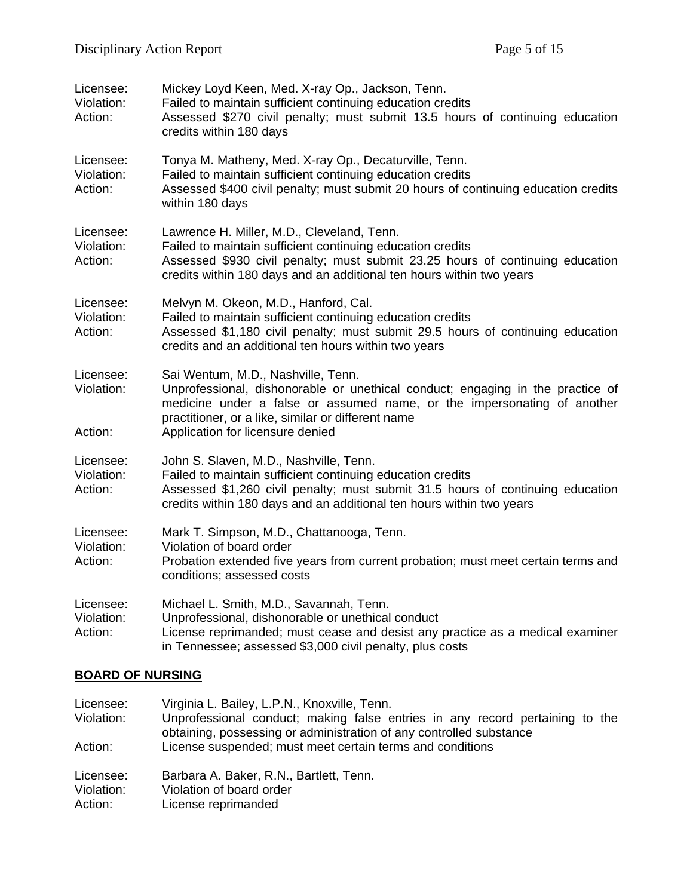Licensee: Mickey Loyd Keen, Med. X-ray Op., Jackson, Tenn.
Violation: Failed to maintain sufficient continuing education credits
Action: Assessed $270 civil penalty; must submit 13.5 hours of continuing education credits within 180 days

Licensee: Tonya M. Matheny, Med. X-ray Op., Decaturville, Tenn.
Violation: Failed to maintain sufficient continuing education credits
Action: Assessed $400 civil penalty; must submit 20 hours of continuing education credits within 180 days

Licensee: Lawrence H. Miller, M.D., Cleveland, Tenn.
Violation: Failed to maintain sufficient continuing education credits
Action: Assessed $930 civil penalty; must submit 23.25 hours of continuing education credits within 180 days and an additional ten hours within two years

Licensee: Melvyn M. Okeon, M.D., Hanford, Cal.
Violation: Failed to maintain sufficient continuing education credits
Action: Assessed $1,180 civil penalty; must submit 29.5 hours of continuing education credits and an additional ten hours within two years

Licensee: Sai Wentum, M.D., Nashville, Tenn.
Violation: Unprofessional, dishonorable or unethical conduct; engaging in the practice of medicine under a false or assumed name, or the impersonating of another practitioner, or a like, similar or different name
Action: Application for licensure denied

Licensee: John S. Slaven, M.D., Nashville, Tenn.
Violation: Failed to maintain sufficient continuing education credits
Action: Assessed $1,260 civil penalty; must submit 31.5 hours of continuing education credits within 180 days and an additional ten hours within two years

Licensee: Mark T. Simpson, M.D., Chattanooga, Tenn.
Violation: Violation of board order
Action: Probation extended five years from current probation; must meet certain terms and conditions; assessed costs

Licensee: Michael L. Smith, M.D., Savannah, Tenn.
Violation: Unprofessional, dishonorable or unethical conduct
Action: License reprimanded; must cease and desist any practice as a medical examiner in Tennessee; assessed $3,000 civil penalty, plus costs

## BOARD OF NURSING

Licensee: Virginia L. Bailey, L.P.N., Knoxville, Tenn.
Violation: Unprofessional conduct; making false entries in any record pertaining to the obtaining, possessing or administration of any controlled substance
Action: License suspended; must meet certain terms and conditions

Licensee: Barbara A. Baker, R.N., Bartlett, Tenn.
Violation: Violation of board order
Action: License reprimanded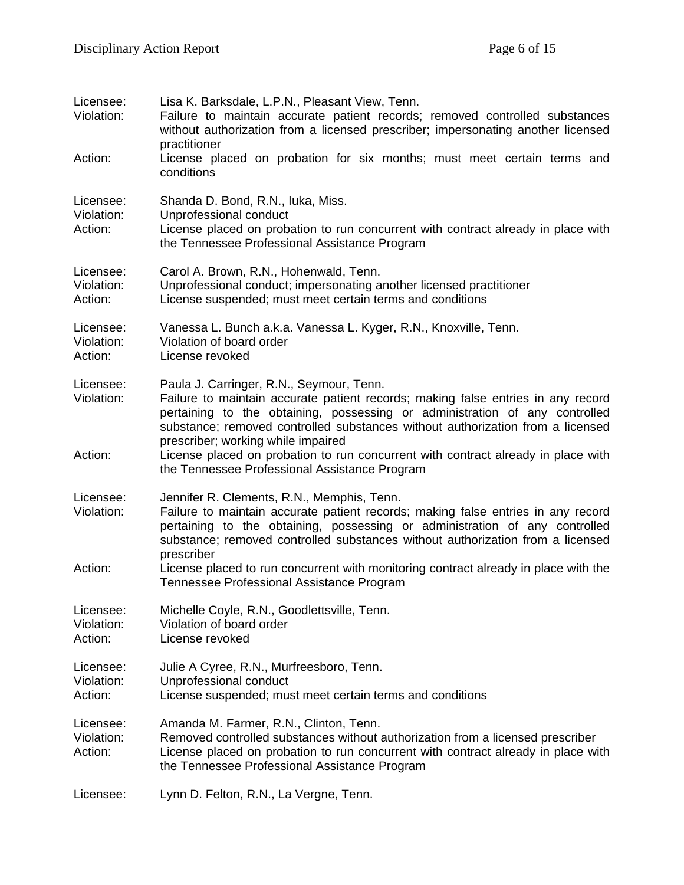Licensee: Lisa K. Barksdale, L.P.N., Pleasant View, Tenn.
Violation: Failure to maintain accurate patient records; removed controlled substances without authorization from a licensed prescriber; impersonating another licensed practitioner
Action: License placed on probation for six months; must meet certain terms and conditions

Licensee: Shanda D. Bond, R.N., Iuka, Miss.
Violation: Unprofessional conduct
Action: License placed on probation to run concurrent with contract already in place with the Tennessee Professional Assistance Program

Licensee: Carol A. Brown, R.N., Hohenwald, Tenn.
Violation: Unprofessional conduct; impersonating another licensed practitioner
Action: License suspended; must meet certain terms and conditions

Licensee: Vanessa L. Bunch a.k.a. Vanessa L. Kyger, R.N., Knoxville, Tenn.
Violation: Violation of board order
Action: License revoked

Licensee: Paula J. Carringer, R.N., Seymour, Tenn.
Violation: Failure to maintain accurate patient records; making false entries in any record pertaining to the obtaining, possessing or administration of any controlled substance; removed controlled substances without authorization from a licensed prescriber; working while impaired
Action: License placed on probation to run concurrent with contract already in place with the Tennessee Professional Assistance Program

Licensee: Jennifer R. Clements, R.N., Memphis, Tenn.
Violation: Failure to maintain accurate patient records; making false entries in any record pertaining to the obtaining, possessing or administration of any controlled substance; removed controlled substances without authorization from a licensed prescriber
Action: License placed to run concurrent with monitoring contract already in place with the Tennessee Professional Assistance Program

Licensee: Michelle Coyle, R.N., Goodlettsville, Tenn.
Violation: Violation of board order
Action: License revoked

Licensee: Julie A Cyree, R.N., Murfreesboro, Tenn.
Violation: Unprofessional conduct
Action: License suspended; must meet certain terms and conditions

Licensee: Amanda M. Farmer, R.N., Clinton, Tenn.
Violation: Removed controlled substances without authorization from a licensed prescriber
Action: License placed on probation to run concurrent with contract already in place with the Tennessee Professional Assistance Program

Licensee: Lynn D. Felton, R.N., La Vergne, Tenn.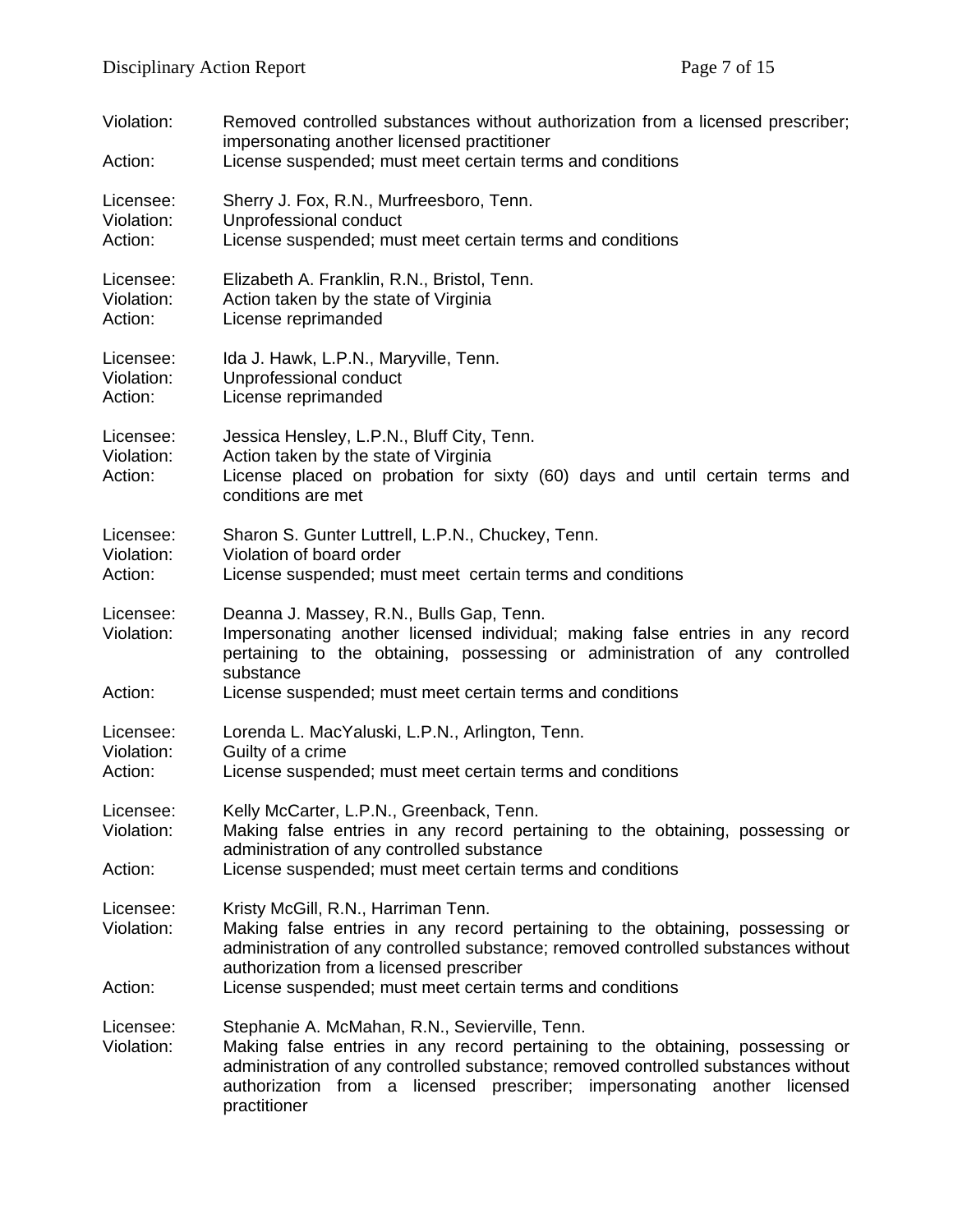Violation: Removed controlled substances without authorization from a licensed prescriber; impersonating another licensed practitioner
Action: License suspended; must meet certain terms and conditions

Licensee: Sherry J. Fox, R.N., Murfreesboro, Tenn.
Violation: Unprofessional conduct
Action: License suspended; must meet certain terms and conditions

Licensee: Elizabeth A. Franklin, R.N., Bristol, Tenn.
Violation: Action taken by the state of Virginia
Action: License reprimanded

Licensee: Ida J. Hawk, L.P.N., Maryville, Tenn.
Violation: Unprofessional conduct
Action: License reprimanded

Licensee: Jessica Hensley, L.P.N., Bluff City, Tenn.
Violation: Action taken by the state of Virginia
Action: License placed on probation for sixty (60) days and until certain terms and conditions are met

Licensee: Sharon S. Gunter Luttrell, L.P.N., Chuckey, Tenn.
Violation: Violation of board order
Action: License suspended; must meet certain terms and conditions

Licensee: Deanna J. Massey, R.N., Bulls Gap, Tenn.
Violation: Impersonating another licensed individual; making false entries in any record pertaining to the obtaining, possessing or administration of any controlled substance
Action: License suspended; must meet certain terms and conditions

Licensee: Lorenda L. MacYaluski, L.P.N., Arlington, Tenn.
Violation: Guilty of a crime
Action: License suspended; must meet certain terms and conditions

Licensee: Kelly McCarter, L.P.N., Greenback, Tenn.
Violation: Making false entries in any record pertaining to the obtaining, possessing or administration of any controlled substance
Action: License suspended; must meet certain terms and conditions

Licensee: Kristy McGill, R.N., Harriman Tenn.
Violation: Making false entries in any record pertaining to the obtaining, possessing or administration of any controlled substance; removed controlled substances without authorization from a licensed prescriber
Action: License suspended; must meet certain terms and conditions

Licensee: Stephanie A. McMahan, R.N., Sevierville, Tenn.
Violation: Making false entries in any record pertaining to the obtaining, possessing or administration of any controlled substance; removed controlled substances without authorization from a licensed prescriber; impersonating another licensed practitioner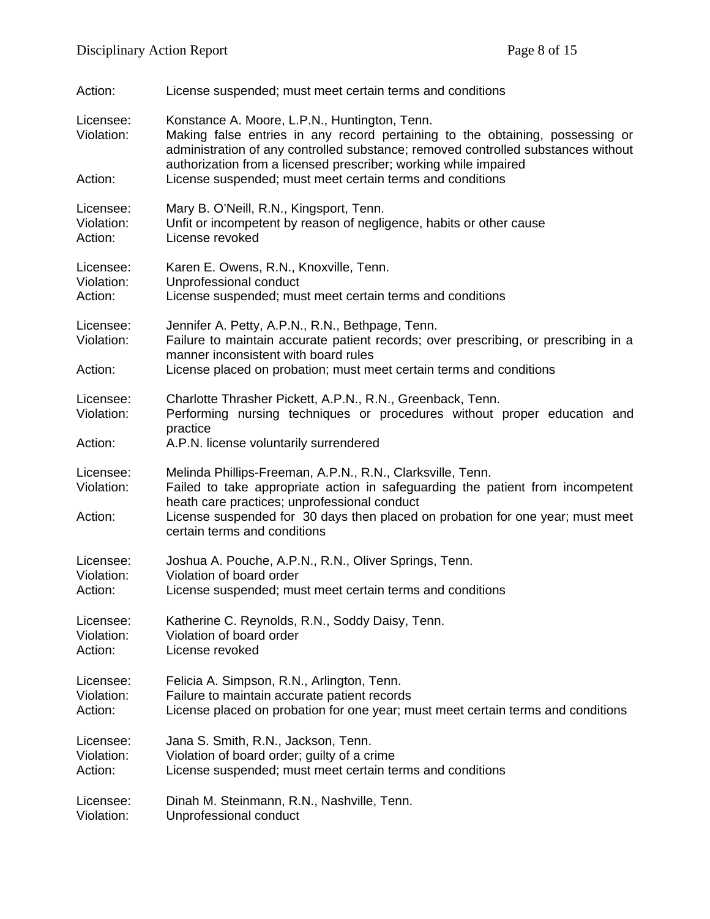Action: License suspended; must meet certain terms and conditions

Licensee: Konstance A. Moore, L.P.N., Huntington, Tenn.
Violation: Making false entries in any record pertaining to the obtaining, possessing or administration of any controlled substance; removed controlled substances without authorization from a licensed prescriber; working while impaired
Action: License suspended; must meet certain terms and conditions

Licensee: Mary B. O'Neill, R.N., Kingsport, Tenn.
Violation: Unfit or incompetent by reason of negligence, habits or other cause
Action: License revoked

Licensee: Karen E. Owens, R.N., Knoxville, Tenn.
Violation: Unprofessional conduct
Action: License suspended; must meet certain terms and conditions

Licensee: Jennifer A. Petty, A.P.N., R.N., Bethpage, Tenn.
Violation: Failure to maintain accurate patient records; over prescribing, or prescribing in a manner inconsistent with board rules
Action: License placed on probation; must meet certain terms and conditions

Licensee: Charlotte Thrasher Pickett, A.P.N., R.N., Greenback, Tenn.
Violation: Performing nursing techniques or procedures without proper education and practice
Action: A.P.N. license voluntarily surrendered

Licensee: Melinda Phillips-Freeman, A.P.N., R.N., Clarksville, Tenn.
Violation: Failed to take appropriate action in safeguarding the patient from incompetent heath care practices; unprofessional conduct
Action: License suspended for 30 days then placed on probation for one year; must meet certain terms and conditions

Licensee: Joshua A. Pouche, A.P.N., R.N., Oliver Springs, Tenn.
Violation: Violation of board order
Action: License suspended; must meet certain terms and conditions

Licensee: Katherine C. Reynolds, R.N., Soddy Daisy, Tenn.
Violation: Violation of board order
Action: License revoked

Licensee: Felicia A. Simpson, R.N., Arlington, Tenn.
Violation: Failure to maintain accurate patient records
Action: License placed on probation for one year; must meet certain terms and conditions

Licensee: Jana S. Smith, R.N., Jackson, Tenn.
Violation: Violation of board order; guilty of a crime
Action: License suspended; must meet certain terms and conditions

Licensee: Dinah M. Steinmann, R.N., Nashville, Tenn.
Violation: Unprofessional conduct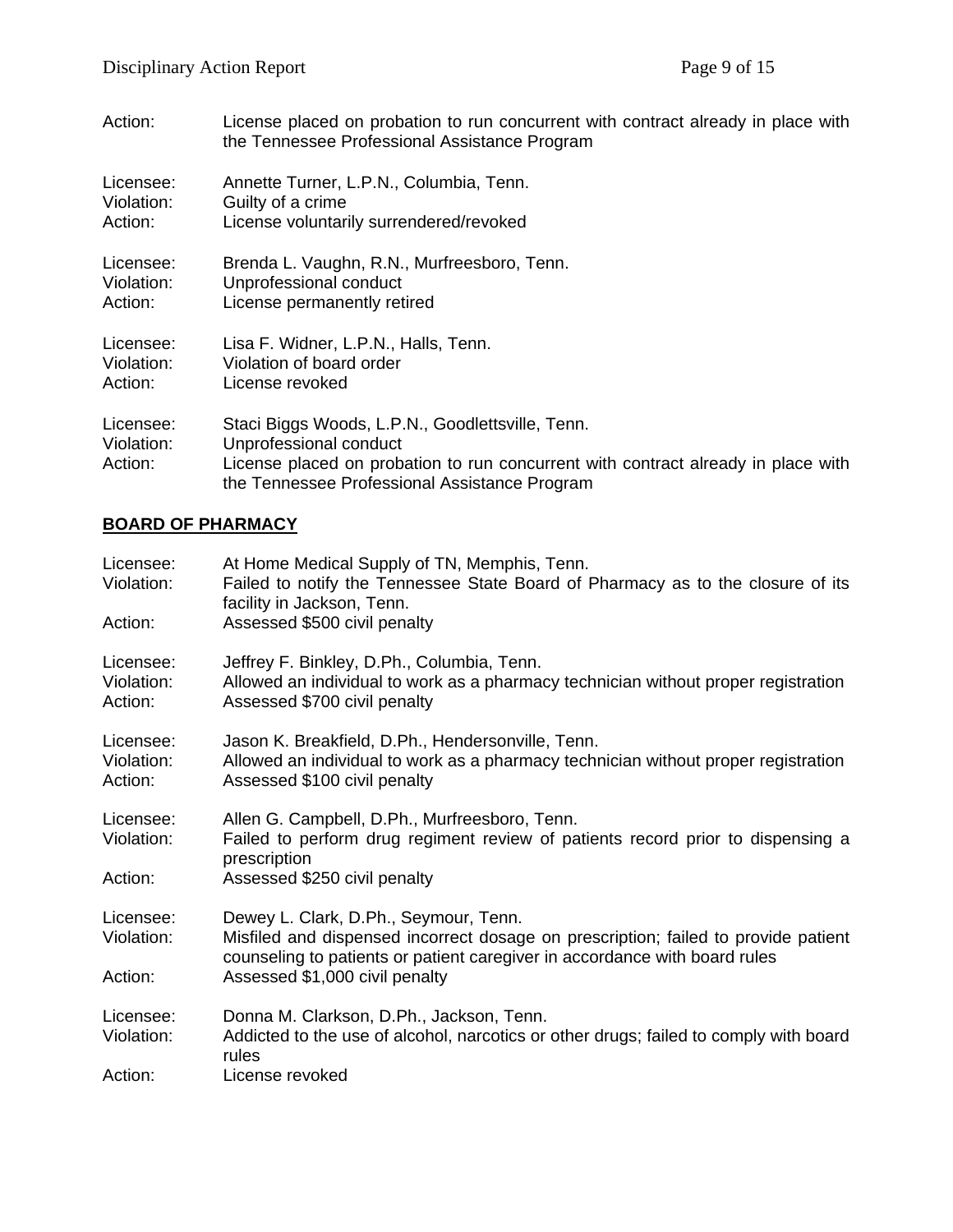Action: License placed on probation to run concurrent with contract already in place with the Tennessee Professional Assistance Program

Licensee: Annette Turner, L.P.N., Columbia, Tenn.
Violation: Guilty of a crime
Action: License voluntarily surrendered/revoked

Licensee: Brenda L. Vaughn, R.N., Murfreesboro, Tenn.
Violation: Unprofessional conduct
Action: License permanently retired

Licensee: Lisa F. Widner, L.P.N., Halls, Tenn.
Violation: Violation of board order
Action: License revoked

Licensee: Staci Biggs Woods, L.P.N., Goodlettsville, Tenn.
Violation: Unprofessional conduct
Action: License placed on probation to run concurrent with contract already in place with the Tennessee Professional Assistance Program

**BOARD OF PHARMACY**

Licensee: At Home Medical Supply of TN, Memphis, Tenn.
Violation: Failed to notify the Tennessee State Board of Pharmacy as to the closure of its facility in Jackson, Tenn.
Action: Assessed $500 civil penalty

Licensee: Jeffrey F. Binkley, D.Ph., Columbia, Tenn.
Violation: Allowed an individual to work as a pharmacy technician without proper registration
Action: Assessed $700 civil penalty

Licensee: Jason K. Breakfield, D.Ph., Hendersonville, Tenn.
Violation: Allowed an individual to work as a pharmacy technician without proper registration
Action: Assessed $100 civil penalty

Licensee: Allen G. Campbell, D.Ph., Murfreesboro, Tenn.
Violation: Failed to perform drug regiment review of patients record prior to dispensing a prescription
Action: Assessed $250 civil penalty

Licensee: Dewey L. Clark, D.Ph., Seymour, Tenn.
Violation: Misfiled and dispensed incorrect dosage on prescription; failed to provide patient counseling to patients or patient caregiver in accordance with board rules
Action: Assessed $1,000 civil penalty

Licensee: Donna M. Clarkson, D.Ph., Jackson, Tenn.
Violation: Addicted to the use of alcohol, narcotics or other drugs; failed to comply with board rules
Action: License revoked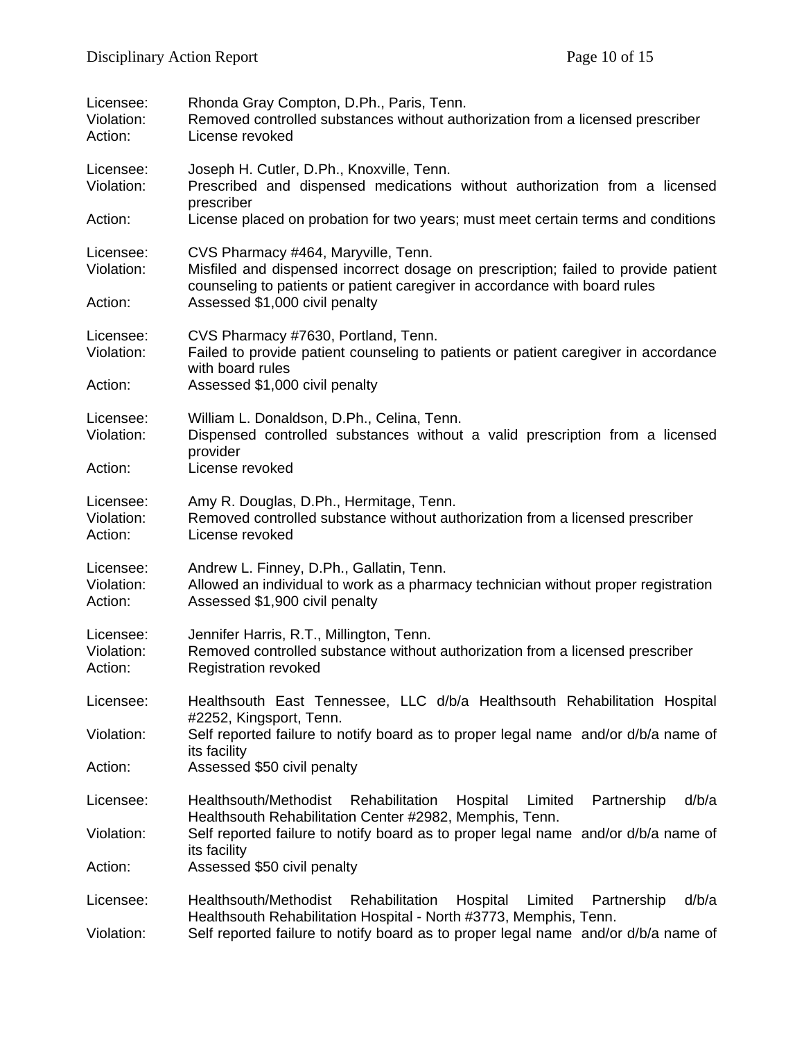Licensee: Rhonda Gray Compton, D.Ph., Paris, Tenn.
Violation: Removed controlled substances without authorization from a licensed prescriber
Action: License revoked

Licensee: Joseph H. Cutler, D.Ph., Knoxville, Tenn.
Violation: Prescribed and dispensed medications without authorization from a licensed prescriber
Action: License placed on probation for two years; must meet certain terms and conditions

Licensee: CVS Pharmacy #464, Maryville, Tenn.
Violation: Misfiled and dispensed incorrect dosage on prescription; failed to provide patient counseling to patients or patient caregiver in accordance with board rules
Action: Assessed $1,000 civil penalty

Licensee: CVS Pharmacy #7630, Portland, Tenn.
Violation: Failed to provide patient counseling to patients or patient caregiver in accordance with board rules
Action: Assessed $1,000 civil penalty

Licensee: William L. Donaldson, D.Ph., Celina, Tenn.
Violation: Dispensed controlled substances without a valid prescription from a licensed provider
Action: License revoked

Licensee: Amy R. Douglas, D.Ph., Hermitage, Tenn.
Violation: Removed controlled substance without authorization from a licensed prescriber
Action: License revoked

Licensee: Andrew L. Finney, D.Ph., Gallatin, Tenn.
Violation: Allowed an individual to work as a pharmacy technician without proper registration
Action: Assessed $1,900 civil penalty

Licensee: Jennifer Harris, R.T., Millington, Tenn.
Violation: Removed controlled substance without authorization from a licensed prescriber
Action: Registration revoked

Licensee: Healthsouth East Tennessee, LLC d/b/a Healthsouth Rehabilitation Hospital #2252, Kingsport, Tenn.
Violation: Self reported failure to notify board as to proper legal name and/or d/b/a name of its facility
Action: Assessed $50 civil penalty

Licensee: Healthsouth/Methodist Rehabilitation Hospital Limited Partnership d/b/a Healthsouth Rehabilitation Center #2982, Memphis, Tenn.
Violation: Self reported failure to notify board as to proper legal name and/or d/b/a name of its facility
Action: Assessed $50 civil penalty

Licensee: Healthsouth/Methodist Rehabilitation Hospital Limited Partnership d/b/a Healthsouth Rehabilitation Hospital - North #3773, Memphis, Tenn.
Violation: Self reported failure to notify board as to proper legal name and/or d/b/a name of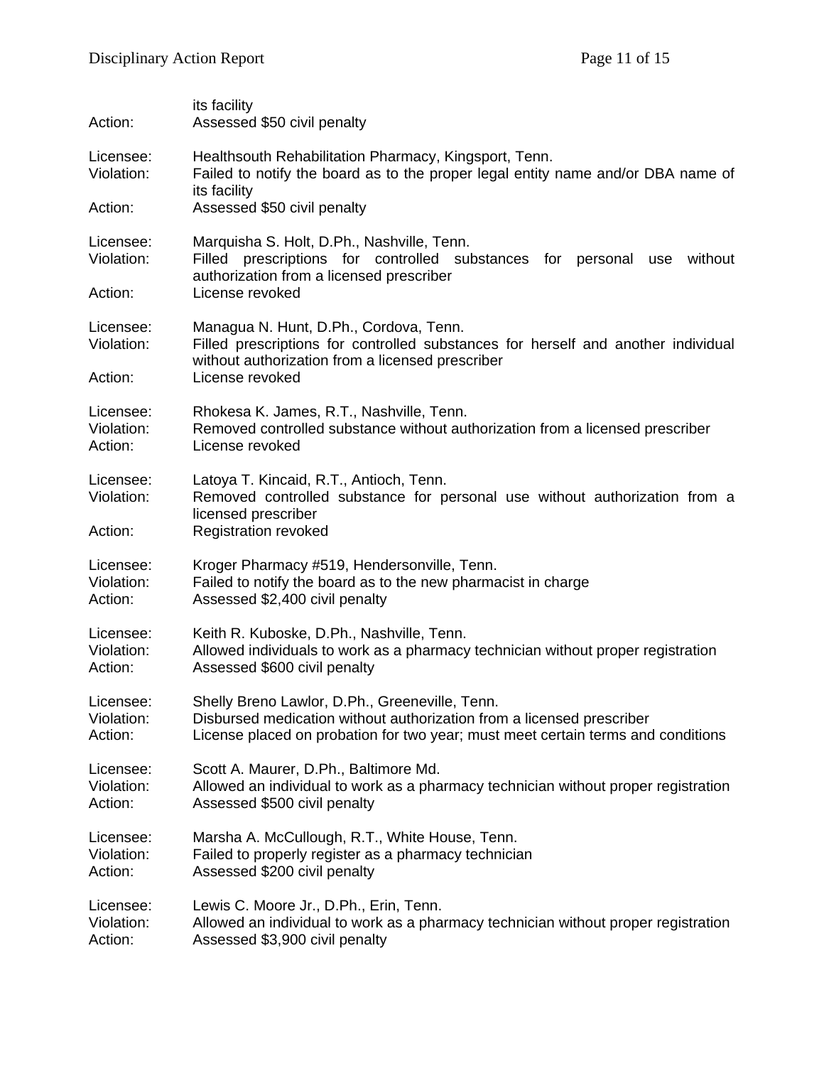its facility
Action: Assessed $50 civil penalty

Licensee: Healthsouth Rehabilitation Pharmacy, Kingsport, Tenn.
Violation: Failed to notify the board as to the proper legal entity name and/or DBA name of its facility
Action: Assessed $50 civil penalty

Licensee: Marquisha S. Holt, D.Ph., Nashville, Tenn.
Violation: Filled prescriptions for controlled substances for personal use without authorization from a licensed prescriber
Action: License revoked

Licensee: Managua N. Hunt, D.Ph., Cordova, Tenn.
Violation: Filled prescriptions for controlled substances for herself and another individual without authorization from a licensed prescriber
Action: License revoked

Licensee: Rhokesa K. James, R.T., Nashville, Tenn.
Violation: Removed controlled substance without authorization from a licensed prescriber
Action: License revoked

Licensee: Latoya T. Kincaid, R.T., Antioch, Tenn.
Violation: Removed controlled substance for personal use without authorization from a licensed prescriber
Action: Registration revoked

Licensee: Kroger Pharmacy #519, Hendersonville, Tenn.
Violation: Failed to notify the board as to the new pharmacist in charge
Action: Assessed $2,400 civil penalty

Licensee: Keith R. Kuboske, D.Ph., Nashville, Tenn.
Violation: Allowed individuals to work as a pharmacy technician without proper registration
Action: Assessed $600 civil penalty

Licensee: Shelly Breno Lawlor, D.Ph., Greeneville, Tenn.
Violation: Disbursed medication without authorization from a licensed prescriber
Action: License placed on probation for two year; must meet certain terms and conditions

Licensee: Scott A. Maurer, D.Ph., Baltimore Md.
Violation: Allowed an individual to work as a pharmacy technician without proper registration
Action: Assessed $500 civil penalty

Licensee: Marsha A. McCullough, R.T., White House, Tenn.
Violation: Failed to properly register as a pharmacy technician
Action: Assessed $200 civil penalty

Licensee: Lewis C. Moore Jr., D.Ph., Erin, Tenn.
Violation: Allowed an individual to work as a pharmacy technician without proper registration
Action: Assessed $3,900 civil penalty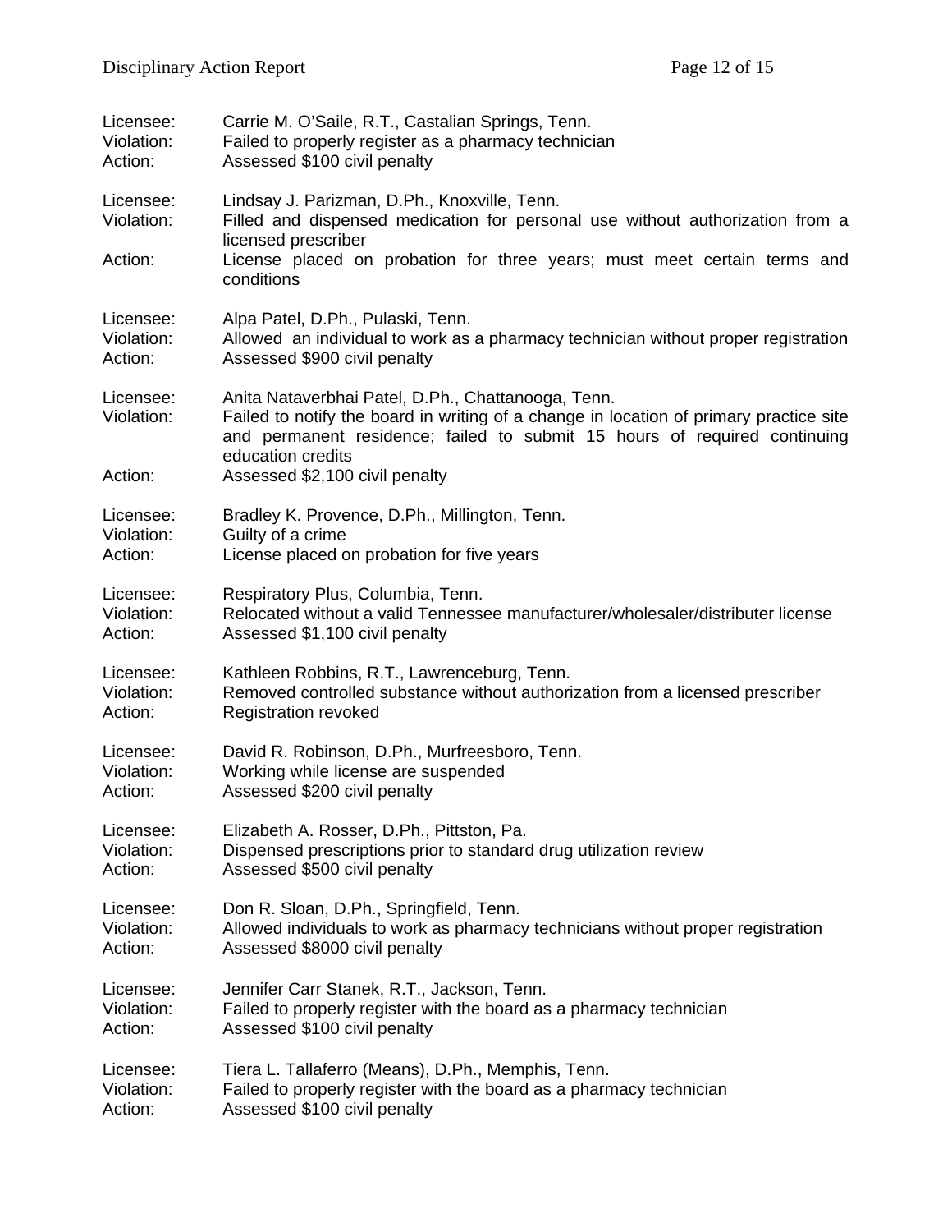Licensee: Carrie M. O'Saile, R.T., Castalian Springs, Tenn.
Violation: Failed to properly register as a pharmacy technician
Action: Assessed $100 civil penalty

Licensee: Lindsay J. Parizman, D.Ph., Knoxville, Tenn.
Violation: Filled and dispensed medication for personal use without authorization from a licensed prescriber
Action: License placed on probation for three years; must meet certain terms and conditions

Licensee: Alpa Patel, D.Ph., Pulaski, Tenn.
Violation: Allowed an individual to work as a pharmacy technician without proper registration
Action: Assessed $900 civil penalty

Licensee: Anita Nataverbhai Patel, D.Ph., Chattanooga, Tenn.
Violation: Failed to notify the board in writing of a change in location of primary practice site and permanent residence; failed to submit 15 hours of required continuing education credits
Action: Assessed $2,100 civil penalty

Licensee: Bradley K. Provence, D.Ph., Millington, Tenn.
Violation: Guilty of a crime
Action: License placed on probation for five years

Licensee: Respiratory Plus, Columbia, Tenn.
Violation: Relocated without a valid Tennessee manufacturer/wholesaler/distributer license
Action: Assessed $1,100 civil penalty

Licensee: Kathleen Robbins, R.T., Lawrenceburg, Tenn.
Violation: Removed controlled substance without authorization from a licensed prescriber
Action: Registration revoked

Licensee: David R. Robinson, D.Ph., Murfreesboro, Tenn.
Violation: Working while license are suspended
Action: Assessed $200 civil penalty

Licensee: Elizabeth A. Rosser, D.Ph., Pittston, Pa.
Violation: Dispensed prescriptions prior to standard drug utilization review
Action: Assessed $500 civil penalty

Licensee: Don R. Sloan, D.Ph., Springfield, Tenn.
Violation: Allowed individuals to work as pharmacy technicians without proper registration
Action: Assessed $8000 civil penalty

Licensee: Jennifer Carr Stanek, R.T., Jackson, Tenn.
Violation: Failed to properly register with the board as a pharmacy technician
Action: Assessed $100 civil penalty

Licensee: Tiera L. Tallaferro (Means), D.Ph., Memphis, Tenn.
Violation: Failed to properly register with the board as a pharmacy technician
Action: Assessed $100 civil penalty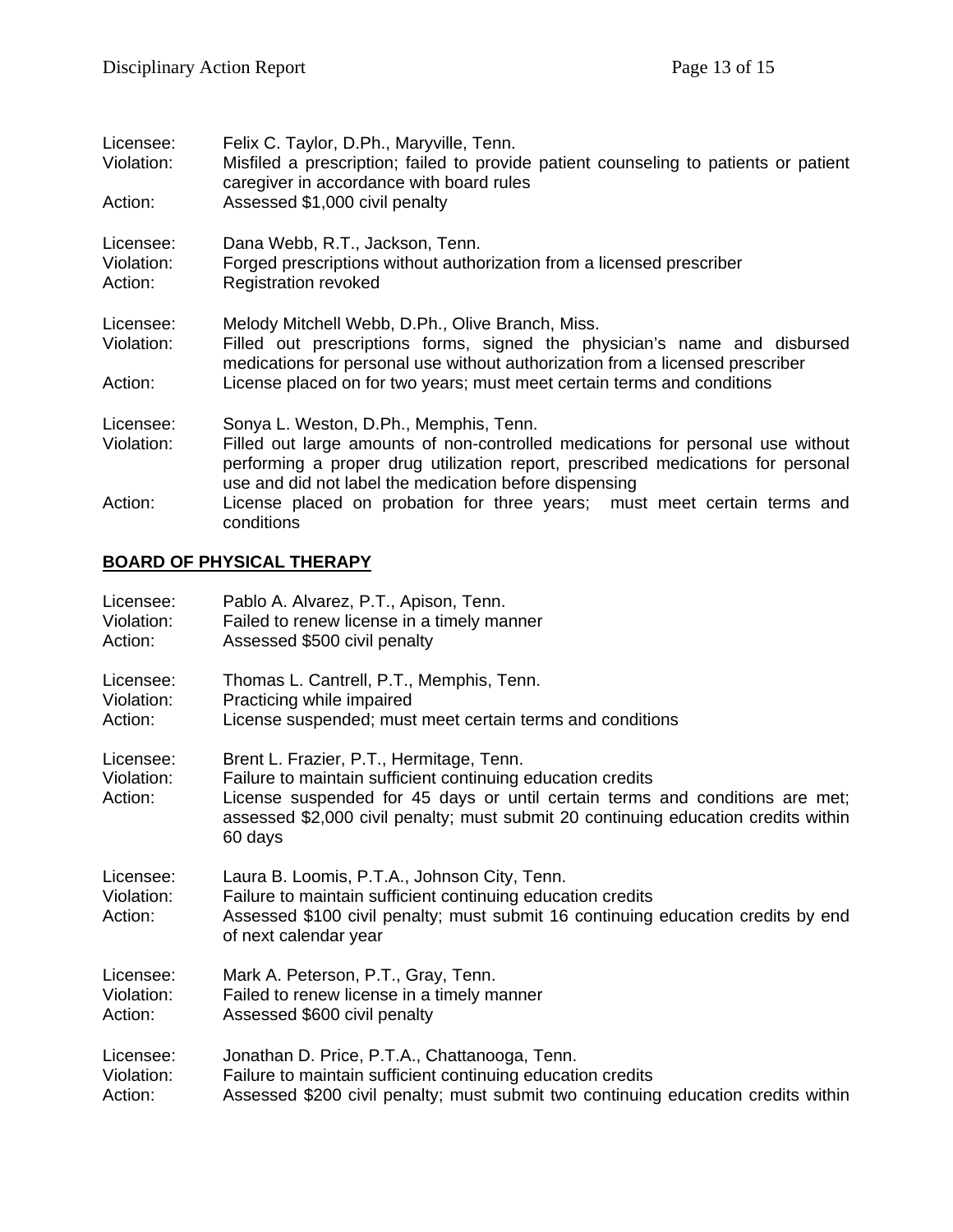Licensee: Felix C. Taylor, D.Ph., Maryville, Tenn.
Violation: Misfiled a prescription; failed to provide patient counseling to patients or patient caregiver in accordance with board rules
Action: Assessed $1,000 civil penalty

Licensee: Dana Webb, R.T., Jackson, Tenn.
Violation: Forged prescriptions without authorization from a licensed prescriber
Action: Registration revoked

Licensee: Melody Mitchell Webb, D.Ph., Olive Branch, Miss.
Violation: Filled out prescriptions forms, signed the physician's name and disbursed medications for personal use without authorization from a licensed prescriber
Action: License placed on for two years; must meet certain terms and conditions

Licensee: Sonya L. Weston, D.Ph., Memphis, Tenn.
Violation: Filled out large amounts of non-controlled medications for personal use without performing a proper drug utilization report, prescribed medications for personal use and did not label the medication before dispensing
Action: License placed on probation for three years; must meet certain terms and conditions

## **BOARD OF PHYSICAL THERAPY**

Licensee: Pablo A. Alvarez, P.T., Apison, Tenn.
Violation: Failed to renew license in a timely manner
Action: Assessed $500 civil penalty

Licensee: Thomas L. Cantrell, P.T., Memphis, Tenn.
Violation: Practicing while impaired
Action: License suspended; must meet certain terms and conditions

Licensee: Brent L. Frazier, P.T., Hermitage, Tenn.
Violation: Failure to maintain sufficient continuing education credits
Action: License suspended for 45 days or until certain terms and conditions are met; assessed $2,000 civil penalty; must submit 20 continuing education credits within 60 days

Licensee: Laura B. Loomis, P.T.A., Johnson City, Tenn.
Violation: Failure to maintain sufficient continuing education credits
Action: Assessed $100 civil penalty; must submit 16 continuing education credits by end of next calendar year

Licensee: Mark A. Peterson, P.T., Gray, Tenn.
Violation: Failed to renew license in a timely manner
Action: Assessed $600 civil penalty

Licensee: Jonathan D. Price, P.T.A., Chattanooga, Tenn.
Violation: Failure to maintain sufficient continuing education credits
Action: Assessed $200 civil penalty; must submit two continuing education credits within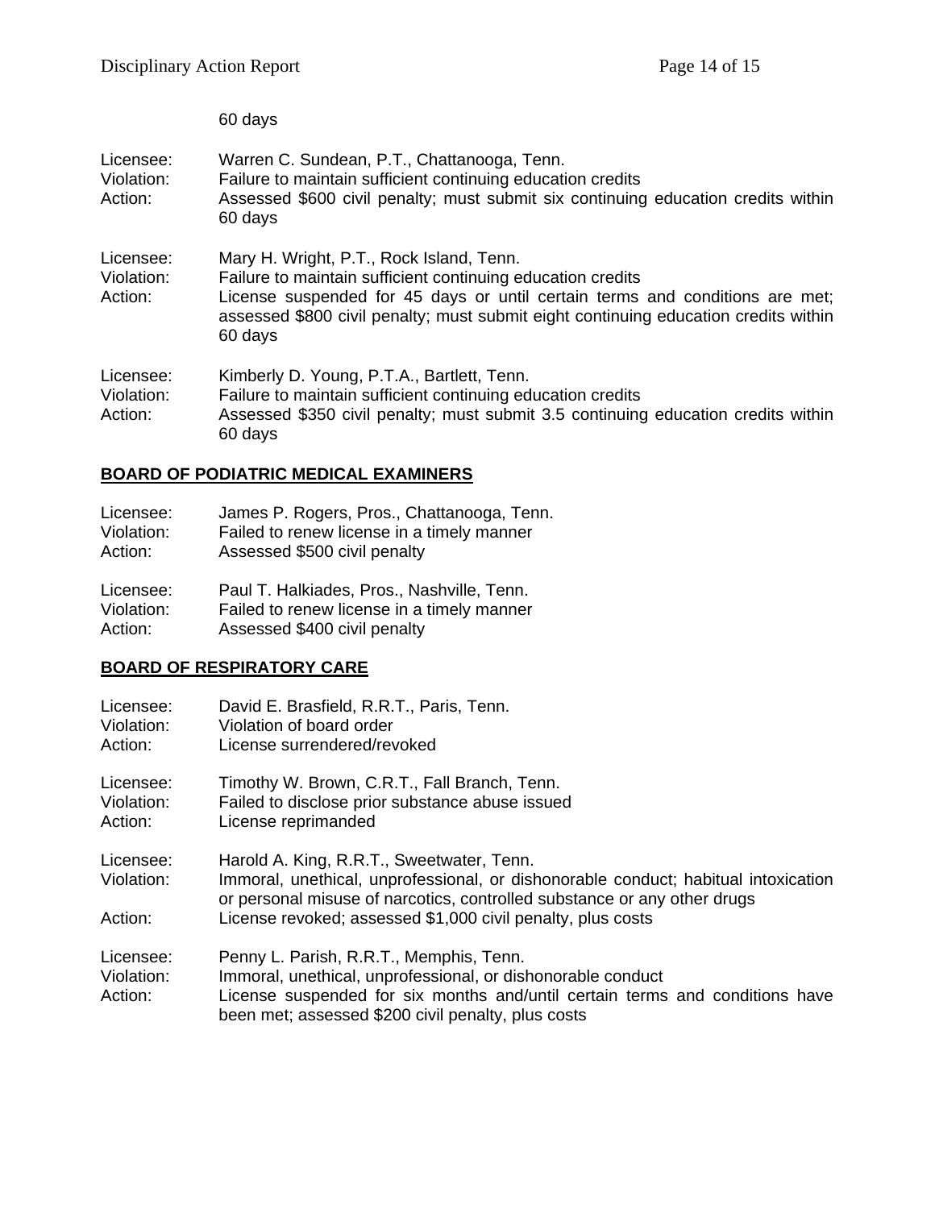60 days

Licensee: Warren C. Sundean, P.T., Chattanooga, Tenn.
Violation: Failure to maintain sufficient continuing education credits
Action: Assessed $600 civil penalty; must submit six continuing education credits within 60 days

Licensee: Mary H. Wright, P.T., Rock Island, Tenn.
Violation: Failure to maintain sufficient continuing education credits
Action: License suspended for 45 days or until certain terms and conditions are met; assessed $800 civil penalty; must submit eight continuing education credits within 60 days

Licensee: Kimberly D. Young, P.T.A., Bartlett, Tenn.
Violation: Failure to maintain sufficient continuing education credits
Action: Assessed $350 civil penalty; must submit 3.5 continuing education credits within 60 days

## BOARD OF PODIATRIC MEDICAL EXAMINERS

Licensee: James P. Rogers, Pros., Chattanooga, Tenn.
Violation: Failed to renew license in a timely manner
Action: Assessed $500 civil penalty

Licensee: Paul T. Halkiades, Pros., Nashville, Tenn.
Violation: Failed to renew license in a timely manner
Action: Assessed $400 civil penalty

## BOARD OF RESPIRATORY CARE

Licensee: David E. Brasfield, R.R.T., Paris, Tenn.
Violation: Violation of board order
Action: License surrendered/revoked

Licensee: Timothy W. Brown, C.R.T., Fall Branch, Tenn.
Violation: Failed to disclose prior substance abuse issued
Action: License reprimanded

Licensee: Harold A. King, R.R.T., Sweetwater, Tenn.
Violation: Immoral, unethical, unprofessional, or dishonorable conduct; habitual intoxication or personal misuse of narcotics, controlled substance or any other drugs
Action: License revoked; assessed $1,000 civil penalty, plus costs

Licensee: Penny L. Parish, R.R.T., Memphis, Tenn.
Violation: Immoral, unethical, unprofessional, or dishonorable conduct
Action: License suspended for six months and/until certain terms and conditions have been met; assessed $200 civil penalty, plus costs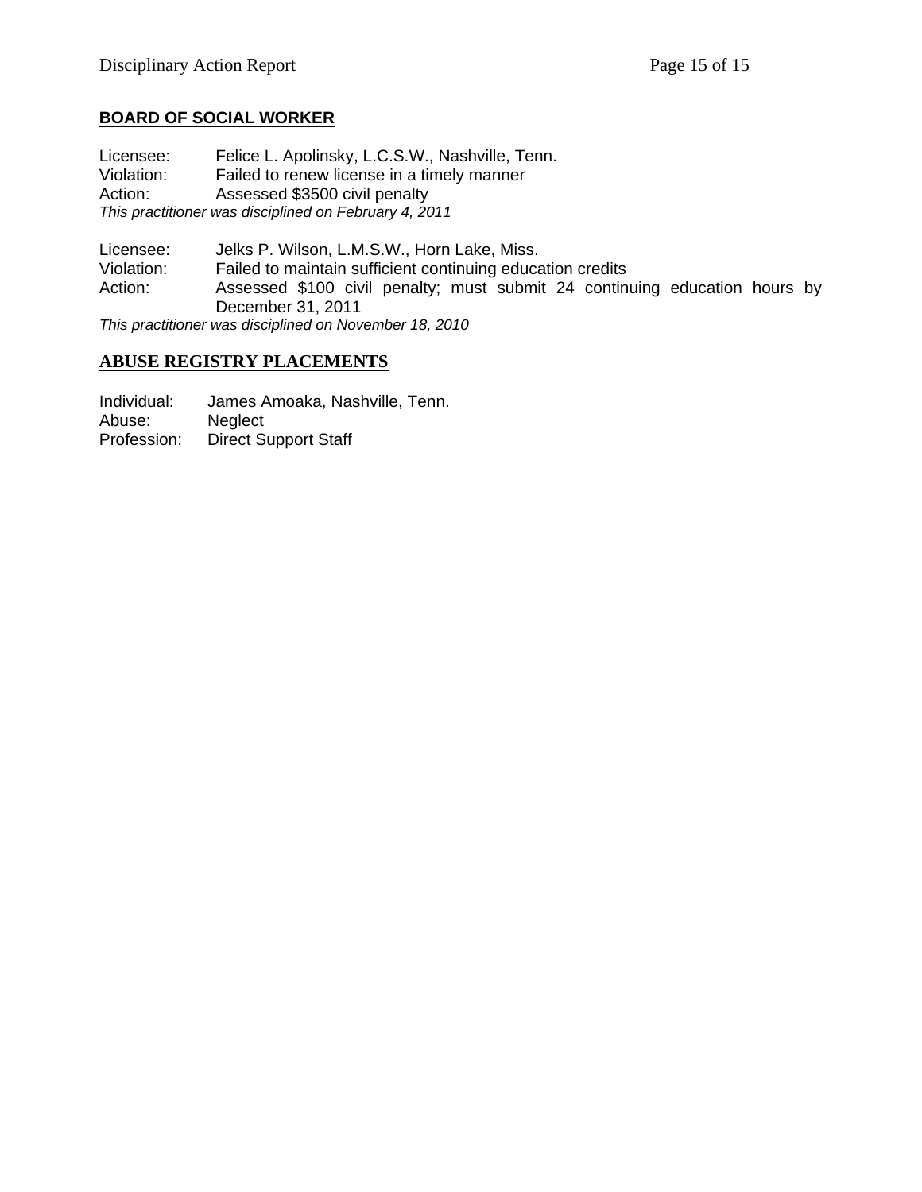## BOARD OF SOCIAL WORKER

Licensee: Felice L. Apolinsky, L.C.S.W., Nashville, Tenn.
Violation: Failed to renew license in a timely manner
Action: Assessed $3500 civil penalty
*This practitioner was disciplined on February 4, 2011*

Licensee: Jelks P. Wilson, L.M.S.W., Horn Lake, Miss.
Violation: Failed to maintain sufficient continuing education credits
Action: Assessed $100 civil penalty; must submit 24 continuing education hours by December 31, 2011
*This practitioner was disciplined on November 18, 2010*

## ABUSE REGISTRY PLACEMENTS

Individual: James Amoaka, Nashville, Tenn.
Abuse: Neglect
Profession: Direct Support Staff